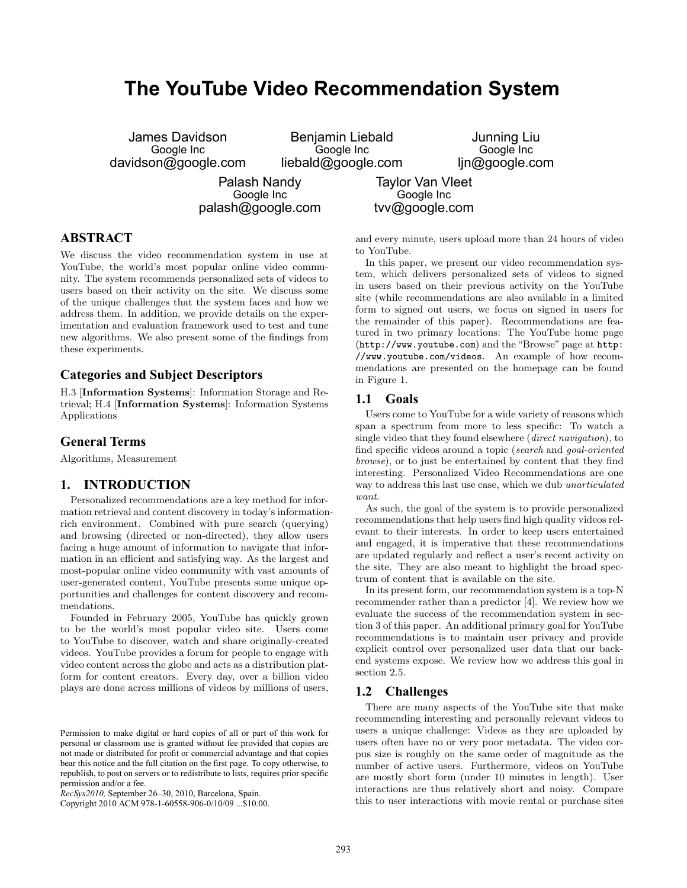// The YouTube Video Recommendation System

James Davidson
Google Inc
davidson@google.com

Benjamin Liebald
Google Inc
liebald@google.com

Junning Liu
Google Inc
ljn@google.com

Palash Nandy
Google Inc
palash@google.com

Taylor Van Vleet
Google Inc
tvv@google.com

## ABSTRACT

We discuss the video recommendation system in use at YouTube, the world's most popular online video community. The system recommends personalized sets of videos to users based on their activity on the site. We discuss some of the unique challenges that the system faces and how we address them. In addition, we provide details on the experimentation and evaluation framework used to test and tune new algorithms. We also present some of the findings from these experiments.

## Categories and Subject Descriptors

H.3 [**Information Systems**]: Information Storage and Retrieval; H.4 [**Information Systems**]: Information Systems Applications

## General Terms

Algorithms, Measurement

## 1. INTRODUCTION

Personalized recommendations are a key method for information retrieval and content discovery in today's information-rich environment. Combined with pure search (querying) and browsing (directed or non-directed), they allow users facing a huge amount of information to navigate that information in an efficient and satisfying way. As the largest and most-popular online video community with vast amounts of user-generated content, YouTube presents some unique opportunities and challenges for content discovery and recommendations.

Founded in February 2005, YouTube has quickly grown to be the world's most popular video site. Users come to YouTube to discover, watch and share originally-created videos. YouTube provides a forum for people to engage with video content across the globe and acts as a distribution platform for content creators. Every day, over a billion video plays are done across millions of videos by millions of users, and every minute, users upload more than 24 hours of video to YouTube.

In this paper, we present our video recommendation system, which delivers personalized sets of videos to signed in users based on their previous activity on the YouTube site (while recommendations are also available in a limited form to signed out users, we focus on signed in users for the remainder of this paper). Recommendations are featured in two primary locations: The YouTube home page (`http://www.youtube.com`) and the "Browse" page at `http://www.youtube.com/videos`. An example of how recommendations are presented on the homepage can be found in Figure 1.

### 1.1 Goals

Users come to YouTube for a wide variety of reasons which span a spectrum from more to less specific: To watch a single video that they found elsewhere (*direct navigation*), to find specific videos around a topic (*search* and *goal-oriented browse*), or to just be entertained by content that they find interesting. Personalized Video Recommendations are one way to address this last use case, which we dub *unarticulated want*.

As such, the goal of the system is to provide personalized recommendations that help users find high quality videos relevant to their interests. In order to keep users entertained and engaged, it is imperative that these recommendations are updated regularly and reflect a user's recent activity on the site. They are also meant to highlight the broad spectrum of content that is available on the site.

In its present form, our recommendation system is a top-N recommender rather than a predictor [4]. We review how we evaluate the success of the recommendation system in section 3 of this paper. An additional primary goal for YouTube recommendations is to maintain user privacy and provide explicit control over personalized user data that our backend systems expose. We review how we address this goal in section 2.5.

### 1.2 Challenges

There are many aspects of the YouTube site that make recommending interesting and personally relevant videos to users a unique challenge: Videos as they are uploaded by users often have no or very poor metadata. The video corpus size is roughly on the same order of magnitude as the number of active users. Furthermore, videos on YouTube are mostly short form (under 10 minutes in length). User interactions are thus relatively short and noisy. Compare this to user interactions with movie rental or purchase sites

Permission to make digital or hard copies of all or part of this work for personal or classroom use is granted without fee provided that copies are not made or distributed for profit or commercial advantage and that copies bear this notice and the full citation on the first page. To copy otherwise, to republish, to post on servers or to redistribute to lists, requires prior specific permission and/or a fee.
*RecSys2010,* September 26–30, 2010, Barcelona, Spain.
Copyright 2010 ACM 978-1-60558-906-0/10/09 ...$10.00.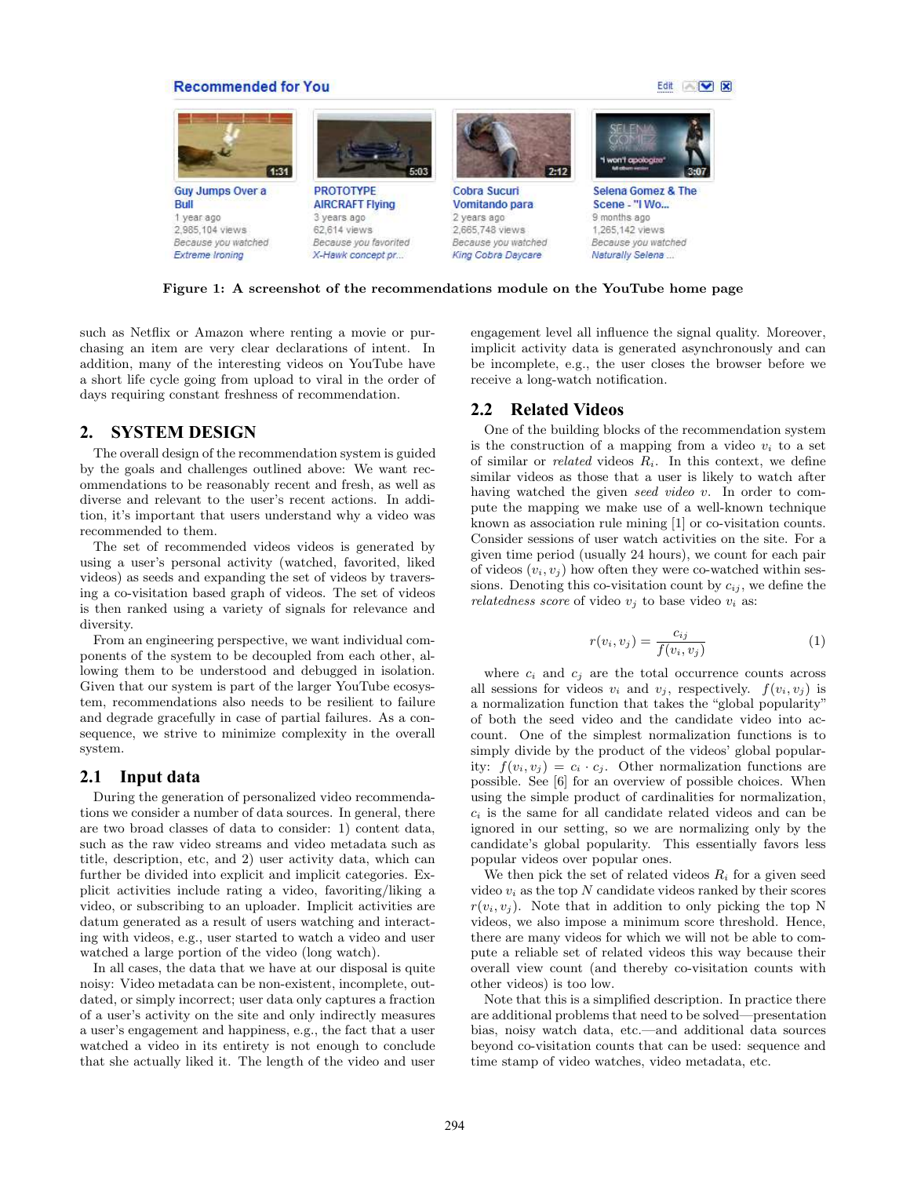Figure 1: A screenshot of the recommendations module on the YouTube home page

such as Netflix or Amazon where renting a movie or purchasing an item are very clear declarations of intent. In addition, many of the interesting videos on YouTube have a short life cycle going from upload to viral in the order of days requiring constant freshness of recommendation.

## 2. SYSTEM DESIGN

The overall design of the recommendation system is guided by the goals and challenges outlined above: We want recommendations to be reasonably recent and fresh, as well as diverse and relevant to the user's recent actions. In addition, it's important that users understand why a video was recommended to them.

The set of recommended videos videos is generated by using a user's personal activity (watched, favorited, liked videos) as seeds and expanding the set of videos by traversing a co-visitation based graph of videos. The set of videos is then ranked using a variety of signals for relevance and diversity.

From an engineering perspective, we want individual components of the system to be decoupled from each other, allowing them to be understood and debugged in isolation. Given that our system is part of the larger YouTube ecosystem, recommendations also needs to be resilient to failure and degrade gracefully in case of partial failures. As a consequence, we strive to minimize complexity in the overall system.

### 2.1 Input data

During the generation of personalized video recommendations we consider a number of data sources. In general, there are two broad classes of data to consider: 1) content data, such as the raw video streams and video metadata such as title, description, etc, and 2) user activity data, which can further be divided into explicit and implicit categories. Explicit activities include rating a video, favoriting/liking a video, or subscribing to an uploader. Implicit activities are datum generated as a result of users watching and interacting with videos, e.g., user started to watch a video and user watched a large portion of the video (long watch).

In all cases, the data that we have at our disposal is quite noisy: Video metadata can be non-existent, incomplete, outdated, or simply incorrect; user data only captures a fraction of a user's activity on the site and only indirectly measures a user's engagement and happiness, e.g., the fact that a user watched a video in its entirety is not enough to conclude that she actually liked it. The length of the video and user engagement level all influence the signal quality. Moreover, implicit activity data is generated asynchronously and can be incomplete, e.g., the user closes the browser before we receive a long-watch notification.

### 2.2 Related Videos

One of the building blocks of the recommendation system is the construction of a mapping from a video $v_i$ to a set of similar or *related* videos $R_i$. In this context, we define similar videos as those that a user is likely to watch after having watched the given *seed video* $v$. In order to compute the mapping we make use of a well-known technique known as association rule mining [1] or co-visitation counts. Consider sessions of user watch activities on the site. For a given time period (usually 24 hours), we count for each pair of videos $(v_i, v_j)$ how often they were co-watched within sessions. Denoting this co-visitation count by $c_{ij}$, we define the *relatedness score* of video $v_j$ to base video $v_i$ as:

$$r(v_i, v_j) = \frac{c_{ij}}{f(v_i, v_j)} \quad (1)$$

where $c_i$ and $c_j$ are the total occurrence counts across all sessions for videos $v_i$ and $v_j$, respectively. $f(v_i, v_j)$ is a normalization function that takes the "global popularity" of both the seed video and the candidate video into account. One of the simplest normalization functions is to simply divide by the product of the videos' global popularity: $f(v_i, v_j) = c_i \cdot c_j$. Other normalization functions are possible. See [6] for an overview of possible choices. When using the simple product of cardinalities for normalization, $c_i$ is the same for all candidate related videos and can be ignored in our setting, so we are normalizing only by the candidate's global popularity. This essentially favors less popular videos over popular ones.

We then pick the set of related videos $R_i$ for a given seed video $v_i$ as the top $N$ candidate videos ranked by their scores $r(v_i, v_j)$. Note that in addition to only picking the top N videos, we also impose a minimum score threshold. Hence, there are many videos for which we will not be able to compute a reliable set of related videos this way because their overall view count (and thereby co-visitation counts with other videos) is too low.

Note that this is a simplified description. In practice there are additional problems that need to be solved—presentation bias, noisy watch data, etc.—and additional data sources beyond co-visitation counts that can be used: sequence and time stamp of video watches, video metadata, etc.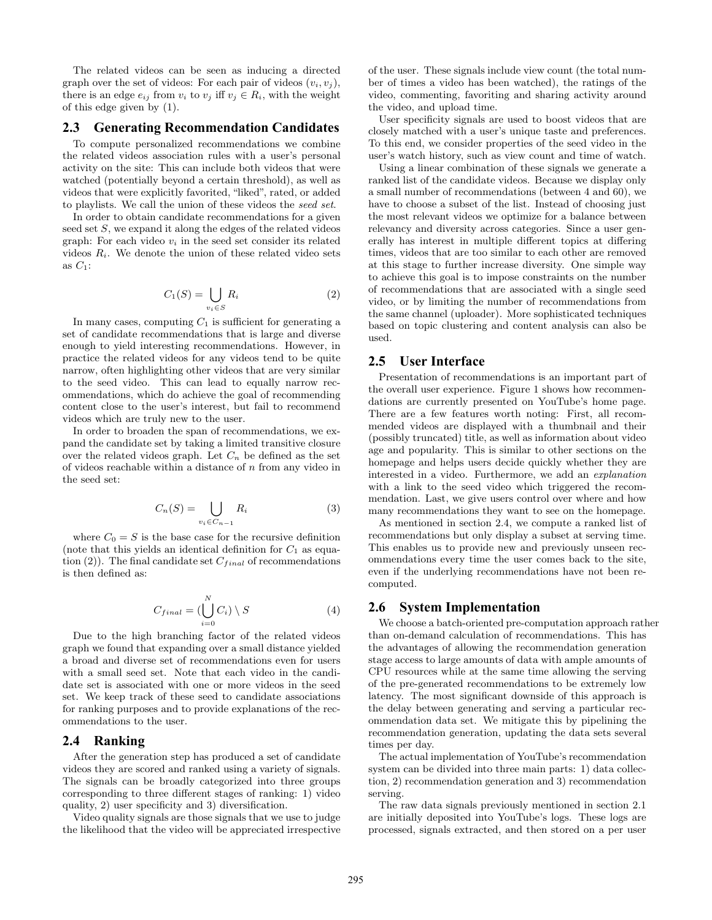The related videos can be seen as inducing a directed graph over the set of videos: For each pair of videos $(v_i, v_j)$, there is an edge $e_{ij}$ from $v_i$ to $v_j$ iff $v_j \in R_i$, with the weight of this edge given by (1).

## 2.3 Generating Recommendation Candidates

To compute personalized recommendations we combine the related videos association rules with a user's personal activity on the site: This can include both videos that were watched (potentially beyond a certain threshold), as well as videos that were explicitly favorited, "liked", rated, or added to playlists. We call the union of these videos the *seed set*.

In order to obtain candidate recommendations for a given seed set $S$, we expand it along the edges of the related videos graph: For each video $v_i$ in the seed set consider its related videos $R_i$. We denote the union of these related video sets as $C_1$:

$$C_1(S) = \bigcup_{v_i \in S} R_i \tag{2}$$

In many cases, computing $C_1$ is sufficient for generating a set of candidate recommendations that is large and diverse enough to yield interesting recommendations. However, in practice the related videos for any videos tend to be quite narrow, often highlighting other videos that are very similar to the seed video. This can lead to equally narrow recommendations, which do achieve the goal of recommending content close to the user's interest, but fail to recommend videos which are truly new to the user.

In order to broaden the span of recommendations, we expand the candidate set by taking a limited transitive closure over the related videos graph. Let $C_n$ be defined as the set of videos reachable within a distance of $n$ from any video in the seed set:

$$C_n(S) = \bigcup_{v_i \in C_{n-1}} R_i \tag{3}$$

where $C_0 = S$ is the base case for the recursive definition (note that this yields an identical definition for $C_1$ as equation (2)). The final candidate set $C_{final}$ of recommendations is then defined as:

$$C_{final} = (\bigcup_{i=0}^{N} C_i) \setminus S \tag{4}$$

Due to the high branching factor of the related videos graph we found that expanding over a small distance yielded a broad and diverse set of recommendations even for users with a small seed set. Note that each video in the candidate set is associated with one or more videos in the seed set. We keep track of these seed to candidate associations for ranking purposes and to provide explanations of the recommendations to the user.

## 2.4 Ranking

After the generation step has produced a set of candidate videos they are scored and ranked using a variety of signals. The signals can be broadly categorized into three groups corresponding to three different stages of ranking: 1) video quality, 2) user specificity and 3) diversification.

Video quality signals are those signals that we use to judge the likelihood that the video will be appreciated irrespective of the user. These signals include view count (the total number of times a video has been watched), the ratings of the video, commenting, favoriting and sharing activity around the video, and upload time.

User specificity signals are used to boost videos that are closely matched with a user's unique taste and preferences. To this end, we consider properties of the seed video in the user's watch history, such as view count and time of watch.

Using a linear combination of these signals we generate a ranked list of the candidate videos. Because we display only a small number of recommendations (between 4 and 60), we have to choose a subset of the list. Instead of choosing just the most relevant videos we optimize for a balance between relevancy and diversity across categories. Since a user generally has interest in multiple different topics at differing times, videos that are too similar to each other are removed at this stage to further increase diversity. One simple way to achieve this goal is to impose constraints on the number of recommendations that are associated with a single seed video, or by limiting the number of recommendations from the same channel (uploader). More sophisticated techniques based on topic clustering and content analysis can also be used.

## 2.5 User Interface

Presentation of recommendations is an important part of the overall user experience. Figure 1 shows how recommendations are currently presented on YouTube's home page. There are a few features worth noting: First, all recommended videos are displayed with a thumbnail and their (possibly truncated) title, as well as information about video age and popularity. This is similar to other sections on the homepage and helps users decide quickly whether they are interested in a video. Furthermore, we add an *explanation* with a link to the seed video which triggered the recommendation. Last, we give users control over where and how many recommendations they want to see on the homepage.

As mentioned in section 2.4, we compute a ranked list of recommendations but only display a subset at serving time. This enables us to provide new and previously unseen recommendations every time the user comes back to the site, even if the underlying recommendations have not been recomputed.

## 2.6 System Implementation

We choose a batch-oriented pre-computation approach rather than on-demand calculation of recommendations. This has the advantages of allowing the recommendation generation stage access to large amounts of data with ample amounts of CPU resources while at the same time allowing the serving of the pre-generated recommendations to be extremely low latency. The most significant downside of this approach is the delay between generating and serving a particular recommendation data set. We mitigate this by pipelining the recommendation generation, updating the data sets several times per day.

The actual implementation of YouTube's recommendation system can be divided into three main parts: 1) data collection, 2) recommendation generation and 3) recommendation serving.

The raw data signals previously mentioned in section 2.1 are initially deposited into YouTube's logs. These logs are processed, signals extracted, and then stored on a per user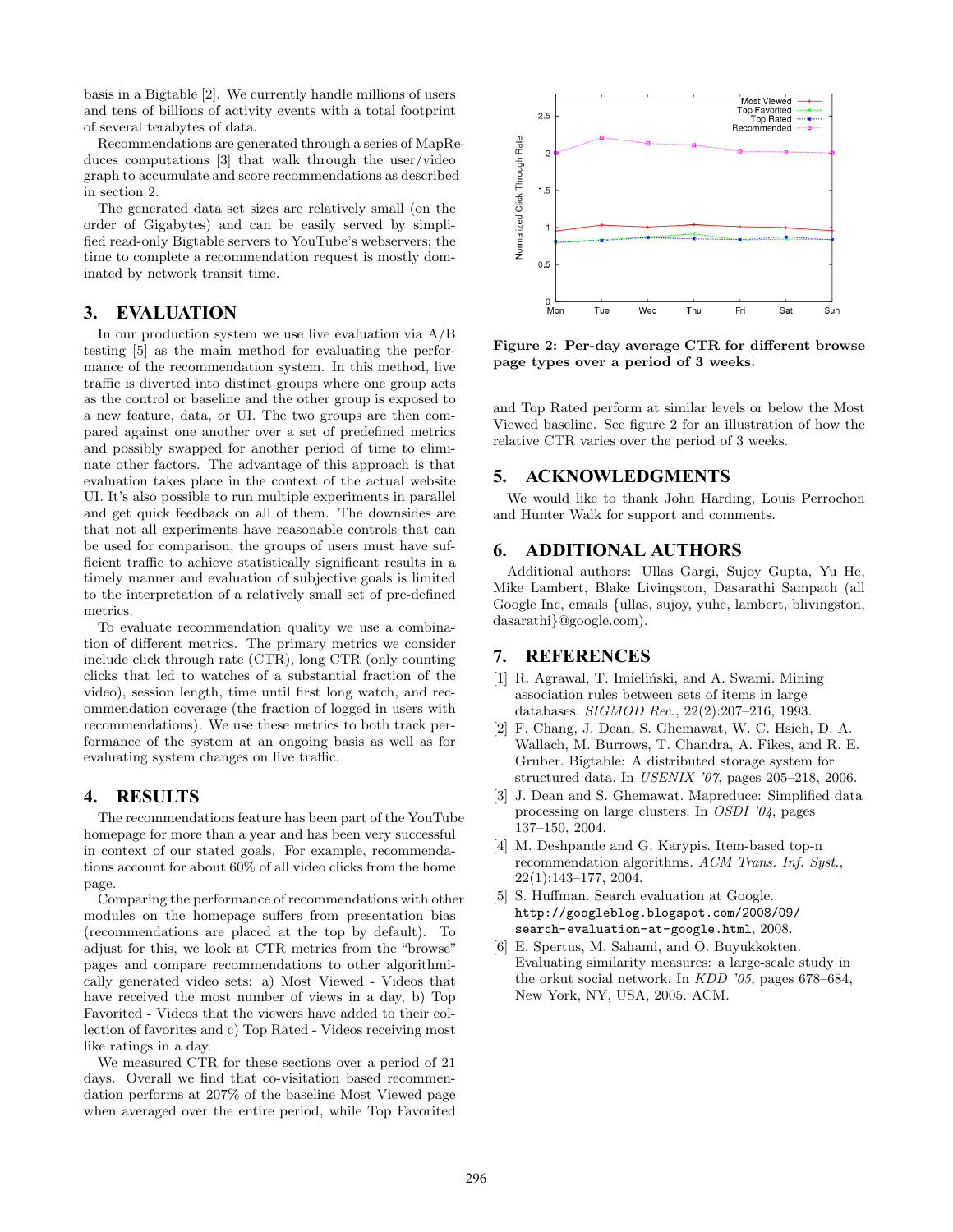basis in a Bigtable [2]. We currently handle millions of users and tens of billions of activity events with a total footprint of several terabytes of data.

Recommendations are generated through a series of MapReduces computations [3] that walk through the user/video graph to accumulate and score recommendations as described in section 2.

The generated data set sizes are relatively small (on the order of Gigabytes) and can be easily served by simplified read-only Bigtable servers to YouTube's webservers; the time to complete a recommendation request is mostly dominated by network transit time.

## 3. EVALUATION

In our production system we use live evaluation via A/B testing [5] as the main method for evaluating the performance of the recommendation system. In this method, live traffic is diverted into distinct groups where one group acts as the control or baseline and the other group is exposed to a new feature, data, or UI. The two groups are then compared against one another over a set of predefined metrics and possibly swapped for another period of time to eliminate other factors. The advantage of this approach is that evaluation takes place in the context of the actual website UI. It's also possible to run multiple experiments in parallel and get quick feedback on all of them. The downsides are that not all experiments have reasonable controls that can be used for comparison, the groups of users must have sufficient traffic to achieve statistically significant results in a timely manner and evaluation of subjective goals is limited to the interpretation of a relatively small set of pre-defined metrics.

To evaluate recommendation quality we use a combination of different metrics. The primary metrics we consider include click through rate (CTR), long CTR (only counting clicks that led to watches of a substantial fraction of the video), session length, time until first long watch, and recommendation coverage (the fraction of logged in users with recommendations). We use these metrics to both track performance of the system at an ongoing basis as well as for evaluating system changes on live traffic.

## 4. RESULTS

The recommendations feature has been part of the YouTube homepage for more than a year and has been very successful in context of our stated goals. For example, recommendations account for about 60% of all video clicks from the home page.

Comparing the performance of recommendations with other modules on the homepage suffers from presentation bias (recommendations are placed at the top by default). To adjust for this, we look at CTR metrics from the "browse" pages and compare recommendations to other algorithmically generated video sets: a) Most Viewed - Videos that have received the most number of views in a day, b) Top Favorited - Videos that the viewers have added to their collection of favorites and c) Top Rated - Videos receiving most like ratings in a day.

We measured CTR for these sections over a period of 21 days. Overall we find that co-visitation based recommendation performs at 207% of the baseline Most Viewed page when averaged over the entire period, while Top Favorited and Top Rated perform at similar levels or below the Most Viewed baseline. See figure 2 for an illustration of how the relative CTR varies over the period of 3 weeks.

Normalized Click Through Rate
0
0.5
1
1.5
2
2.5
Mon Tue Wed Thu Fri Sat Sun
Most Viewed
Top Favorited
Top Rated
Recommended

**Figure 2: Per-day average CTR for different browse page types over a period of 3 weeks.**

## 5. ACKNOWLEDGMENTS

We would like to thank John Harding, Louis Perrochon and Hunter Walk for support and comments.

## 6. ADDITIONAL AUTHORS

Additional authors: Ullas Gargi, Sujoy Gupta, Yu He, Mike Lambert, Blake Livingston, Dasarathi Sampath (all Google Inc, emails {ullas, sujoy, yuhe, lambert, blivingston, dasarathi}@google.com).

## 7. REFERENCES

[1] R. Agrawal, T. Imieliński, and A. Swami. Mining association rules between sets of items in large databases. *SIGMOD Rec.*, 22(2):207–216, 1993.

[2] F. Chang, J. Dean, S. Ghemawat, W. C. Hsieh, D. A. Wallach, M. Burrows, T. Chandra, A. Fikes, and R. E. Gruber. Bigtable: A distributed storage system for structured data. In *USENIX '07*, pages 205–218, 2006.

[3] J. Dean and S. Ghemawat. Mapreduce: Simplified data processing on large clusters. In *OSDI '04*, pages 137–150, 2004.

[4] M. Deshpande and G. Karypis. Item-based top-n recommendation algorithms. *ACM Trans. Inf. Syst.*, 22(1):143–177, 2004.

[5] S. Huffman. Search evaluation at Google. `http://googleblog.blogspot.com/2008/09/search-evaluation-at-google.html`, 2008.

[6] E. Spertus, M. Sahami, and O. Buyukkokten. Evaluating similarity measures: a large-scale study in the orkut social network. In *KDD '05*, pages 678–684, New York, NY, USA, 2005. ACM.